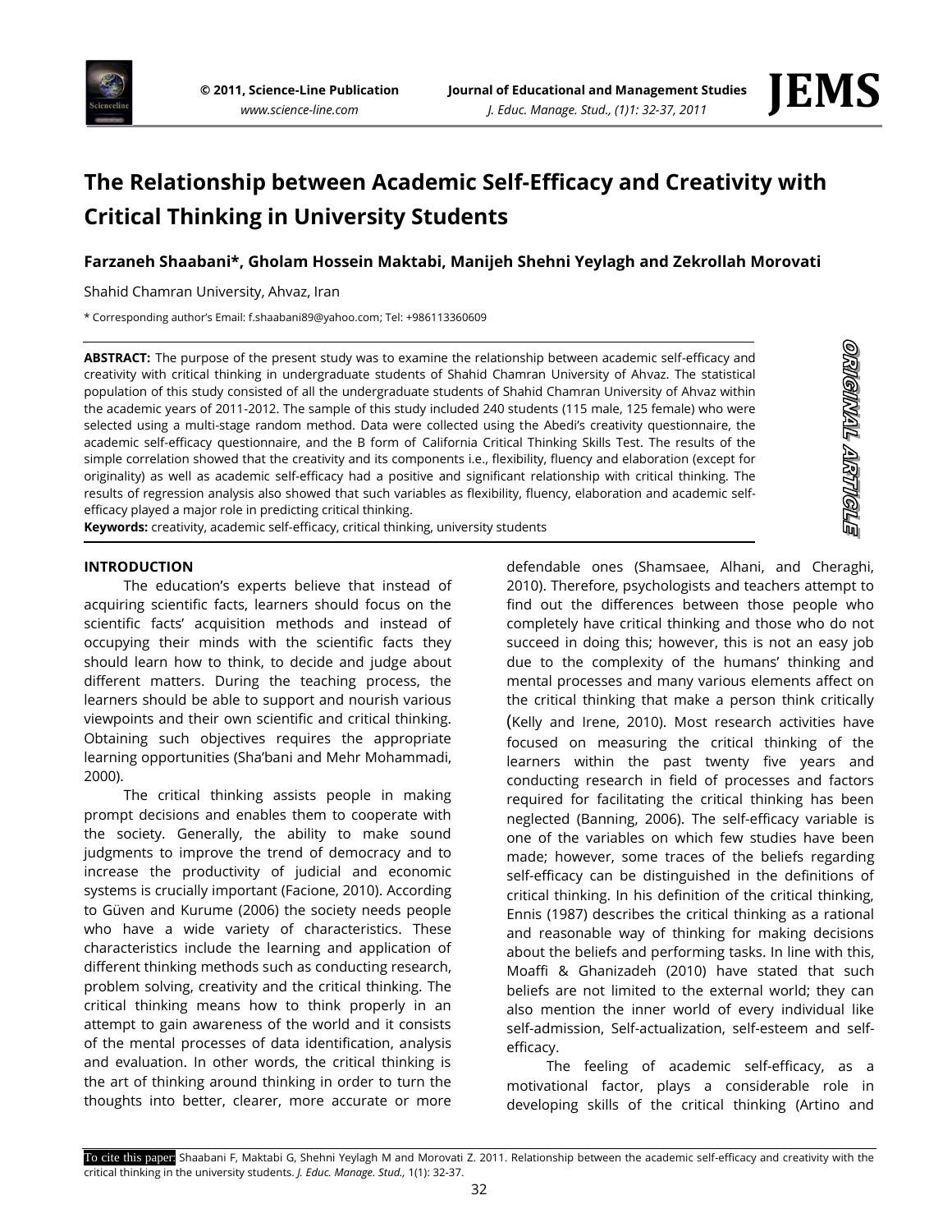# The Relationship between Academic Self-Efficacy and Creativity with Critical Thinking in University Students

**Farzaneh Shaabani\*, Gholam Hossein Maktabi, Manijeh Shehni Yeylagh and Zekrollah Morovati**

Shahid Chamran University, Ahvaz, Iran

\* Corresponding author's Email: f.shaabani89@yahoo.com; Tel: +986113360609

ORIGINAL ARTICLE

**ABSTRACT:** The purpose of the present study was to examine the relationship between academic self-efficacy and creativity with critical thinking in undergraduate students of Shahid Chamran University of Ahvaz. The statistical population of this study consisted of all the undergraduate students of Shahid Chamran University of Ahvaz within the academic years of 2011-2012. The sample of this study included 240 students (115 male, 125 female) who were selected using a multi-stage random method. Data were collected using the Abedi's creativity questionnaire, the academic self-efficacy questionnaire, and the B form of California Critical Thinking Skills Test. The results of the simple correlation showed that the creativity and its components i.e., flexibility, fluency and elaboration (except for originality) as well as academic self-efficacy had a positive and significant relationship with critical thinking. The results of regression analysis also showed that such variables as flexibility, fluency, elaboration and academic self-efficacy played a major role in predicting critical thinking.

**Keywords:** creativity, academic self-efficacy, critical thinking, university students

## INTRODUCTION

The education's experts believe that instead of acquiring scientific facts, learners should focus on the scientific facts' acquisition methods and instead of occupying their minds with the scientific facts they should learn how to think, to decide and judge about different matters. During the teaching process, the learners should be able to support and nourish various viewpoints and their own scientific and critical thinking. Obtaining such objectives requires the appropriate learning opportunities (Sha'bani and Mehr Mohammadi, 2000).

The critical thinking assists people in making prompt decisions and enables them to cooperate with the society. Generally, the ability to make sound judgments to improve the trend of democracy and to increase the productivity of judicial and economic systems is crucially important (Facione, 2010). According to Güven and Kurume (2006) the society needs people who have a wide variety of characteristics. These characteristics include the learning and application of different thinking methods such as conducting research, problem solving, creativity and the critical thinking. The critical thinking means how to think properly in an attempt to gain awareness of the world and it consists of the mental processes of data identification, analysis and evaluation. In other words, the critical thinking is the art of thinking around thinking in order to turn the thoughts into better, clearer, more accurate or more defendable ones (Shamsaee, Alhani, and Cheraghi, 2010). Therefore, psychologists and teachers attempt to find out the differences between those people who completely have critical thinking and those who do not succeed in doing this; however, this is not an easy job due to the complexity of the humans' thinking and mental processes and many various elements affect on the critical thinking that make a person think critically (Kelly and Irene, 2010). Most research activities have focused on measuring the critical thinking of the learners within the past twenty five years and conducting research in field of processes and factors required for facilitating the critical thinking has been neglected (Banning, 2006). The self-efficacy variable is one of the variables on which few studies have been made; however, some traces of the beliefs regarding self-efficacy can be distinguished in the definitions of critical thinking. In his definition of the critical thinking, Ennis (1987) describes the critical thinking as a rational and reasonable way of thinking for making decisions about the beliefs and performing tasks. In line with this, Moaffi & Ghanizadeh (2010) have stated that such beliefs are not limited to the external world; they can also mention the inner world of every individual like self-admission, Self-actualization, self-esteem and self-efficacy.

The feeling of academic self-efficacy, as a motivational factor, plays a considerable role in developing skills of the critical thinking (Artino and

To cite this paper: Shaabani F, Maktabi G, Shehni Yeylagh M and Morovati Z. 2011. Relationship between the academic self-efficacy and creativity with the critical thinking in the university students. *J. Educ. Manage. Stud.,* 1(1): 32-37.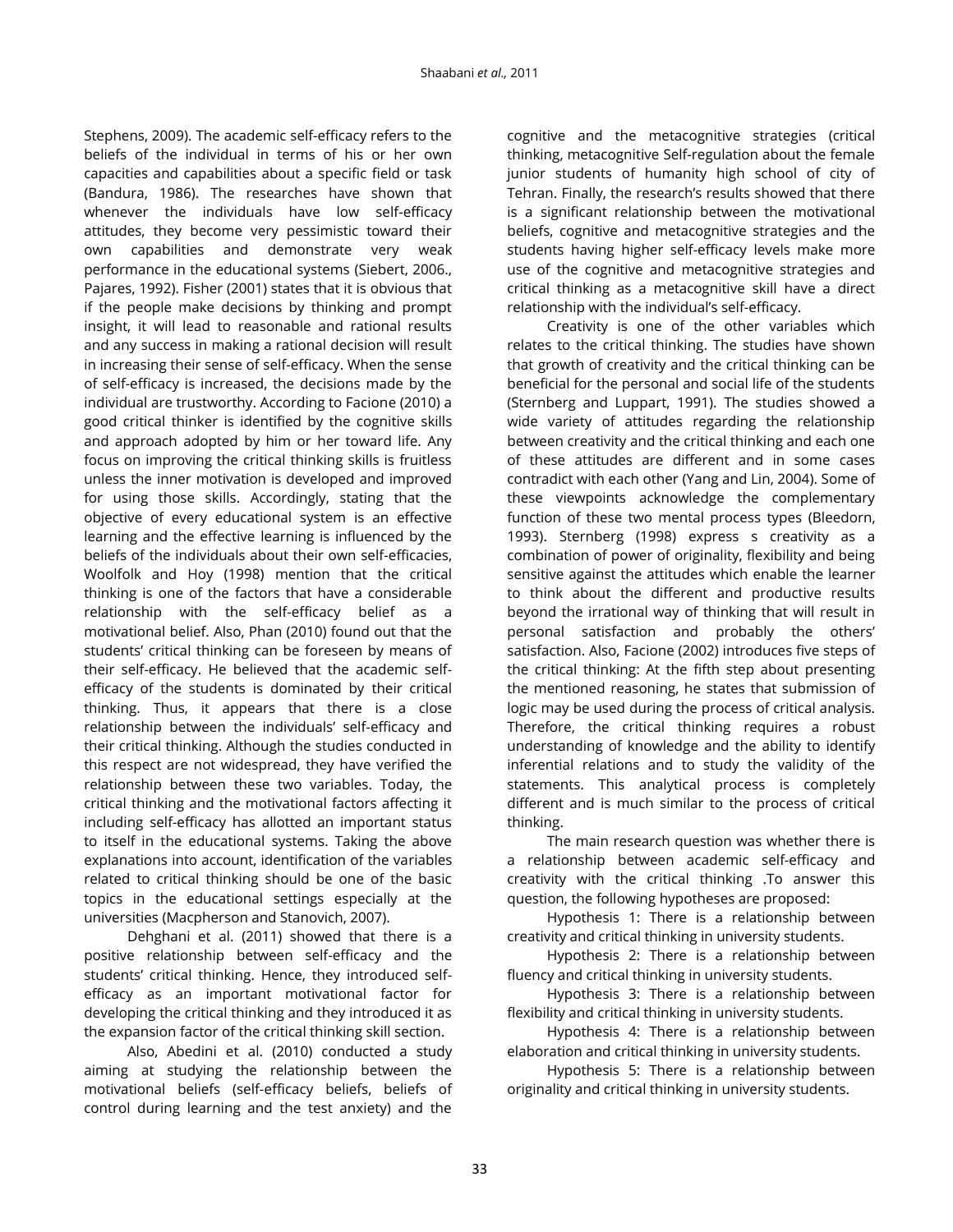Stephens, 2009). The academic self-efficacy refers to the beliefs of the individual in terms of his or her own capacities and capabilities about a specific field or task (Bandura, 1986). The researches have shown that whenever the individuals have low self-efficacy attitudes, they become very pessimistic toward their own capabilities and demonstrate very weak performance in the educational systems (Siebert, 2006., Pajares, 1992). Fisher (2001) states that it is obvious that if the people make decisions by thinking and prompt insight, it will lead to reasonable and rational results and any success in making a rational decision will result in increasing their sense of self-efficacy. When the sense of self-efficacy is increased, the decisions made by the individual are trustworthy. According to Facione (2010) a good critical thinker is identified by the cognitive skills and approach adopted by him or her toward life. Any focus on improving the critical thinking skills is fruitless unless the inner motivation is developed and improved for using those skills. Accordingly, stating that the objective of every educational system is an effective learning and the effective learning is influenced by the beliefs of the individuals about their own self-efficacies, Woolfolk and Hoy (1998) mention that the critical thinking is one of the factors that have a considerable relationship with the self-efficacy belief as a motivational belief. Also, Phan (2010) found out that the students' critical thinking can be foreseen by means of their self-efficacy. He believed that the academic self-efficacy of the students is dominated by their critical thinking. Thus, it appears that there is a close relationship between the individuals' self-efficacy and their critical thinking. Although the studies conducted in this respect are not widespread, they have verified the relationship between these two variables. Today, the critical thinking and the motivational factors affecting it including self-efficacy has allotted an important status to itself in the educational systems. Taking the above explanations into account, identification of the variables related to critical thinking should be one of the basic topics in the educational settings especially at the universities (Macpherson and Stanovich, 2007).

Dehghani et al. (2011) showed that there is a positive relationship between self-efficacy and the students' critical thinking. Hence, they introduced self-efficacy as an important motivational factor for developing the critical thinking and they introduced it as the expansion factor of the critical thinking skill section.

Also, Abedini et al. (2010) conducted a study aiming at studying the relationship between the motivational beliefs (self-efficacy beliefs, beliefs of control during learning and the test anxiety) and the cognitive and the metacognitive strategies (critical thinking, metacognitive Self-regulation about the female junior students of humanity high school of city of Tehran. Finally, the research's results showed that there is a significant relationship between the motivational beliefs, cognitive and metacognitive strategies and the students having higher self-efficacy levels make more use of the cognitive and metacognitive strategies and critical thinking as a metacognitive skill have a direct relationship with the individual's self-efficacy.

Creativity is one of the other variables which relates to the critical thinking. The studies have shown that growth of creativity and the critical thinking can be beneficial for the personal and social life of the students (Sternberg and Luppart, 1991). The studies showed a wide variety of attitudes regarding the relationship between creativity and the critical thinking and each one of these attitudes are different and in some cases contradict with each other (Yang and Lin, 2004). Some of these viewpoints acknowledge the complementary function of these two mental process types (Bleedorn, 1993). Sternberg (1998) express s creativity as a combination of power of originality, flexibility and being sensitive against the attitudes which enable the learner to think about the different and productive results beyond the irrational way of thinking that will result in personal satisfaction and probably the others' satisfaction. Also, Facione (2002) introduces five steps of the critical thinking: At the fifth step about presenting the mentioned reasoning, he states that submission of logic may be used during the process of critical analysis. Therefore, the critical thinking requires a robust understanding of knowledge and the ability to identify inferential relations and to study the validity of the statements. This analytical process is completely different and is much similar to the process of critical thinking.

The main research question was whether there is a relationship between academic self-efficacy and creativity with the critical thinking .To answer this question, the following hypotheses are proposed:

Hypothesis 1: There is a relationship between creativity and critical thinking in university students.

Hypothesis 2: There is a relationship between fluency and critical thinking in university students.

Hypothesis 3: There is a relationship between flexibility and critical thinking in university students.

Hypothesis 4: There is a relationship between elaboration and critical thinking in university students.

Hypothesis 5: There is a relationship between originality and critical thinking in university students.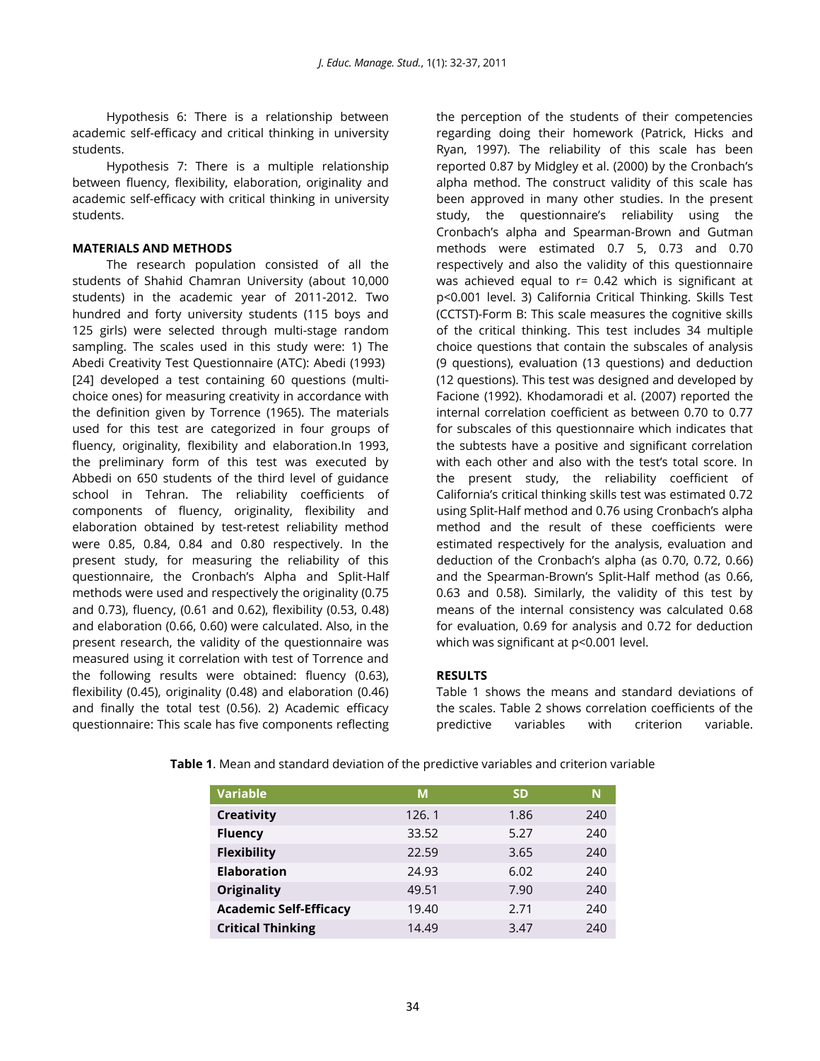Hypothesis 6: There is a relationship between academic self-efficacy and critical thinking in university students.

Hypothesis 7: There is a multiple relationship between fluency, flexibility, elaboration, originality and academic self-efficacy with critical thinking in university students.

## MATERIALS AND METHODS

The research population consisted of all the students of Shahid Chamran University (about 10,000 students) in the academic year of 2011-2012. Two hundred and forty university students (115 boys and 125 girls) were selected through multi-stage random sampling. The scales used in this study were: 1) The Abedi Creativity Test Questionnaire (ATC): Abedi (1993) [24] developed a test containing 60 questions (multi-choice ones) for measuring creativity in accordance with the definition given by Torrence (1965). The materials used for this test are categorized in four groups of fluency, originality, flexibility and elaboration.In 1993, the preliminary form of this test was executed by Abbedi on 650 students of the third level of guidance school in Tehran. The reliability coefficients of components of fluency, originality, flexibility and elaboration obtained by test-retest reliability method were 0.85, 0.84, 0.84 and 0.80 respectively. In the present study, for measuring the reliability of this questionnaire, the Cronbach's Alpha and Split-Half methods were used and respectively the originality (0.75 and 0.73), fluency, (0.61 and 0.62), flexibility (0.53, 0.48) and elaboration (0.66, 0.60) were calculated. Also, in the present research, the validity of the questionnaire was measured using it correlation with test of Torrence and the following results were obtained: fluency (0.63), flexibility (0.45), originality (0.48) and elaboration (0.46) and finally the total test (0.56). 2) Academic efficacy questionnaire: This scale has five components reflecting the perception of the students of their competencies regarding doing their homework (Patrick, Hicks and Ryan, 1997). The reliability of this scale has been reported 0.87 by Midgley et al. (2000) by the Cronbach's alpha method. The construct validity of this scale has been approved in many other studies. In the present study, the questionnaire's reliability using the Cronbach's alpha and Spearman-Brown and Gutman methods were estimated 0.7 5, 0.73 and 0.70 respectively and also the validity of this questionnaire was achieved equal to $r = 0.42$ which is significant at $p<0.001$ level. 3) California Critical Thinking. Skills Test (CCTST)-Form B: This scale measures the cognitive skills of the critical thinking. This test includes 34 multiple choice questions that contain the subscales of analysis (9 questions), evaluation (13 questions) and deduction (12 questions). This test was designed and developed by Facione (1992). Khodamoradi et al. (2007) reported the internal correlation coefficient as between 0.70 to 0.77 for subscales of this questionnaire which indicates that the subtests have a positive and significant correlation with each other and also with the test's total score. In the present study, the reliability coefficient of California's critical thinking skills test was estimated 0.72 using Split-Half method and 0.76 using Cronbach's alpha method and the result of these coefficients were estimated respectively for the analysis, evaluation and deduction of the Cronbach's alpha (as 0.70, 0.72, 0.66) and the Spearman-Brown's Split-Half method (as 0.66, 0.63 and 0.58). Similarly, the validity of this test by means of the internal consistency was calculated 0.68 for evaluation, 0.69 for analysis and 0.72 for deduction which was significant at $p<0.001$ level.

## RESULTS

Table 1 shows the means and standard deviations of the scales. Table 2 shows correlation coefficients of the predictive variables with criterion variable.

**Table 1**. Mean and standard deviation of the predictive variables and criterion variable

| Variable | M | SD | N |
|---|---|---|---|
| **Creativity** | 126. 1 | 1.86 | 240 |
| **Fluency** | 33.52 | 5.27 | 240 |
| **Flexibility** | 22.59 | 3.65 | 240 |
| **Elaboration** | 24.93 | 6.02 | 240 |
| **Originality** | 49.51 | 7.90 | 240 |
| **Academic Self-Efficacy** | 19.40 | 2.71 | 240 |
| **Critical Thinking** | 14.49 | 3.47 | 240 |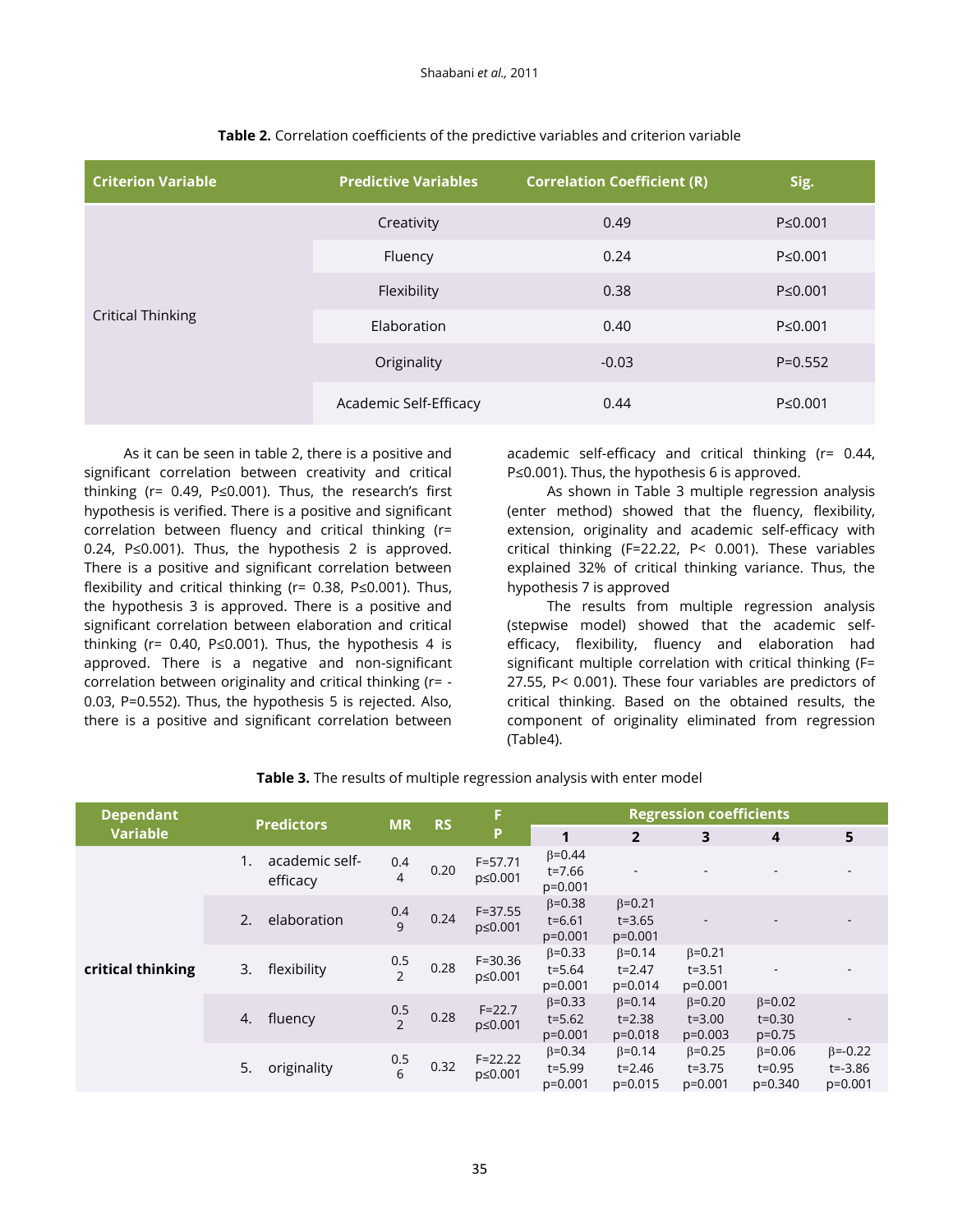**Table 2.** Correlation coefficients of the predictive variables and criterion variable

| Criterion Variable | Predictive Variables | Correlation Coefficient (R) | Sig. |
|---|---|---|---|
| Critical Thinking | Creativity | 0.49 | P≤0.001 |
| | Fluency | 0.24 | P≤0.001 |
| | Flexibility | 0.38 | P≤0.001 |
| | Elaboration | 0.40 | P≤0.001 |
| | Originality | -0.03 | P=0.552 |
| | Academic Self-Efficacy | 0.44 | P≤0.001 |

As it can be seen in table 2, there is a positive and significant correlation between creativity and critical thinking (r= 0.49, P≤0.001). Thus, the research's first hypothesis is verified. There is a positive and significant correlation between fluency and critical thinking (r= 0.24, P≤0.001). Thus, the hypothesis 2 is approved. There is a positive and significant correlation between flexibility and critical thinking (r= 0.38, P≤0.001). Thus, the hypothesis 3 is approved. There is a positive and significant correlation between elaboration and critical thinking (r= 0.40, P≤0.001). Thus, the hypothesis 4 is approved. There is a negative and non-significant correlation between originality and critical thinking (r= -0.03, P=0.552). Thus, the hypothesis 5 is rejected. Also, there is a positive and significant correlation between academic self-efficacy and critical thinking (r= 0.44, P≤0.001). Thus, the hypothesis 6 is approved.

As shown in Table 3 multiple regression analysis (enter method) showed that the fluency, flexibility, extension, originality and academic self-efficacy with critical thinking (F=22.22, P< 0.001). These variables explained 32% of critical thinking variance. Thus, the hypothesis 7 is approved

The results from multiple regression analysis (stepwise model) showed that the academic self-efficacy, flexibility, fluency and elaboration had significant multiple correlation with critical thinking (F= 27.55, P< 0.001). These four variables are predictors of critical thinking. Based on the obtained results, the component of originality eliminated from regression (Table4).

**Table 3.** The results of multiple regression analysis with enter model

| Dependant Variable | Predictors | MR | RS | F P | Regression coefficients | | | | |
|---|---|---|---|---|---|---|---|---|---|
| | | | | | 1 | 2 | 3 | 4 | 5 |
| critical thinking | 1. academic self-efficacy | 0.44 | 0.20 | F=57.71 p≤0.001 | β=0.44 t=7.66 p=0.001 | - | - | - | - |
| | 2. elaboration | 0.49 | 0.24 | F=37.55 p≤0.001 | β=0.38 t=6.61 p=0.001 | β=0.21 t=3.65 p=0.001 | - | - | - |
| | 3. flexibility | 0.52 | 0.28 | F=30.36 p≤0.001 | β=0.33 t=5.64 p=0.001 | β=0.14 t=2.47 p=0.014 | β=0.21 t=3.51 p=0.001 | - | - |
| | 4. fluency | 0.52 | 0.28 | F=22.7 p≤0.001 | β=0.33 t=5.62 p=0.001 | β=0.14 t=2.38 p=0.018 | β=0.20 t=3.00 p=0.003 | β=0.02 t=0.30 p=0.75 | - |
| | 5. originality | 0.56 | 0.32 | F=22.22 p≤0.001 | β=0.34 t=5.99 p=0.001 | β=0.14 t=2.46 p=0.015 | β=0.25 t=3.75 p=0.001 | β=0.06 t=0.95 p=0.340 | β=-0.22 t=-3.86 p=0.001 |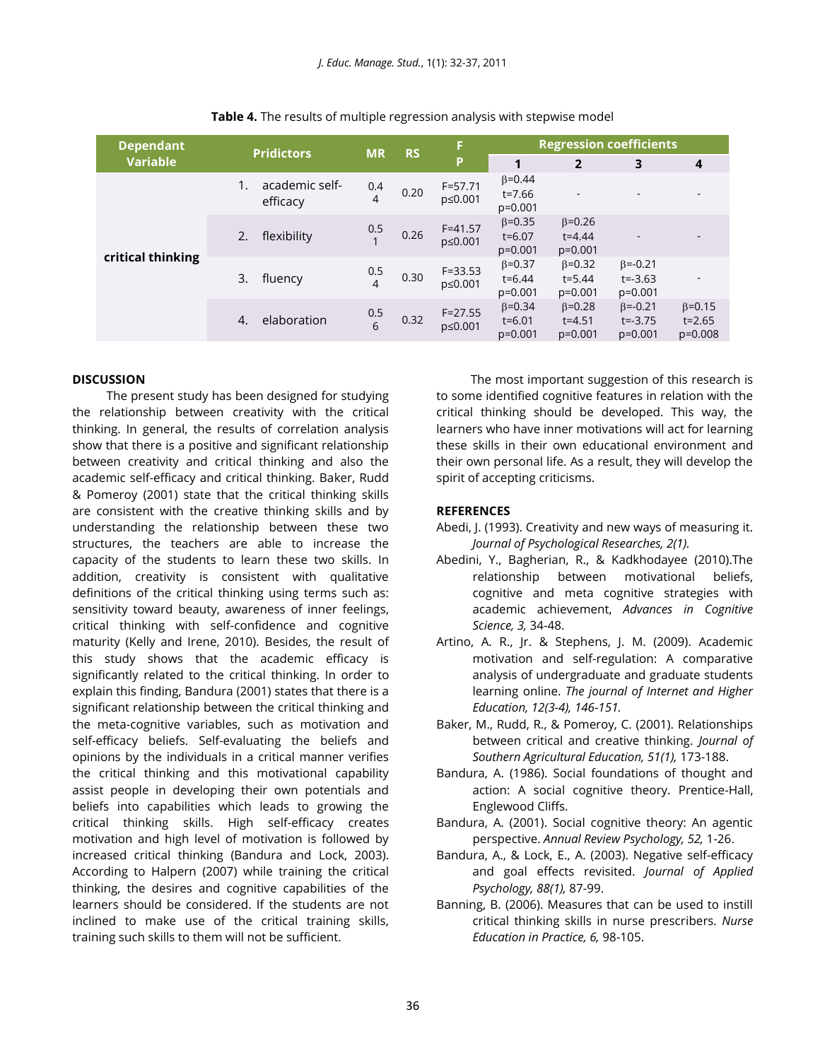**Table 4.** The results of multiple regression analysis with stepwise model

| Dependant Variable | Pridictors | MR | RS | F P | Regression coefficients | | | |
|---|---|---|---|---|---|---|---|---|
| | | | | | 1 | 2 | 3 | 4 |
| critical thinking | 1. academic self-efficacy | 0.44 | 0.20 | F=57.71 p≤0.001 | β=0.44 t=7.66 p=0.001 | - | - | - |
| | 2. flexibility | 0.51 | 0.26 | F=41.57 p≤0.001 | β=0.35 t=6.07 p=0.001 | β=0.26 t=4.44 p=0.001 | - | - |
| | 3. fluency | 0.54 | 0.30 | F=33.53 p≤0.001 | β=0.37 t=6.44 p=0.001 | β=0.32 t=5.44 p=0.001 | β=-0.21 t=-3.63 p=0.001 | - |
| | 4. elaboration | 0.56 | 0.32 | F=27.55 p≤0.001 | β=0.34 t=6.01 p=0.001 | β=0.28 t=4.51 p=0.001 | β=-0.21 t=-3.75 p=0.001 | β=0.15 t=2.65 p=0.008 |

## DISCUSSION

The present study has been designed for studying the relationship between creativity with the critical thinking. In general, the results of correlation analysis show that there is a positive and significant relationship between creativity and critical thinking and also the academic self-efficacy and critical thinking. Baker, Rudd & Pomeroy (2001) state that the critical thinking skills are consistent with the creative thinking skills and by understanding the relationship between these two structures, the teachers are able to increase the capacity of the students to learn these two skills. In addition, creativity is consistent with qualitative definitions of the critical thinking using terms such as: sensitivity toward beauty, awareness of inner feelings, critical thinking with self-confidence and cognitive maturity (Kelly and Irene, 2010). Besides, the result of this study shows that the academic efficacy is significantly related to the critical thinking. In order to explain this finding, Bandura (2001) states that there is a significant relationship between the critical thinking and the meta-cognitive variables, such as motivation and self-efficacy beliefs. Self-evaluating the beliefs and opinions by the individuals in a critical manner verifies the critical thinking and this motivational capability assist people in developing their own potentials and beliefs into capabilities which leads to growing the critical thinking skills. High self-efficacy creates motivation and high level of motivation is followed by increased critical thinking (Bandura and Lock, 2003). According to Halpern (2007) while training the critical thinking, the desires and cognitive capabilities of the learners should be considered. If the students are not inclined to make use of the critical training skills, training such skills to them will not be sufficient.

The most important suggestion of this research is to some identified cognitive features in relation with the critical thinking should be developed. This way, the learners who have inner motivations will act for learning these skills in their own educational environment and their own personal life. As a result, they will develop the spirit of accepting criticisms.

## REFERENCES

Abedi, J. (1993). Creativity and new ways of measuring it. *Journal of Psychological Researches, 2(1).*

Abedini, Y., Bagherian, R., & Kadkhodayee (2010).The relationship between motivational beliefs, cognitive and meta cognitive strategies with academic achievement, *Advances in Cognitive Science, 3,* 34-48.

Artino, A. R., Jr. & Stephens, J. M. (2009). Academic motivation and self-regulation: A comparative analysis of undergraduate and graduate students learning online. *The journal of Internet and Higher Education, 12(3-4), 146-151.*

Baker, M., Rudd, R., & Pomeroy, C. (2001). Relationships between critical and creative thinking. *Journal of Southern Agricultural Education, 51(1),* 173-188.

Bandura, A. (1986). Social foundations of thought and action: A social cognitive theory. Prentice-Hall, Englewood Cliffs.

Bandura, A. (2001). Social cognitive theory: An agentic perspective. *Annual Review Psychology, 52,* 1-26.

Bandura, A., & Lock, E., A. (2003). Negative self-efficacy and goal effects revisited. *Journal of Applied Psychology, 88(1),* 87-99.

Banning, B. (2006). Measures that can be used to instill critical thinking skills in nurse prescribers. *Nurse Education in Practice, 6,* 98-105.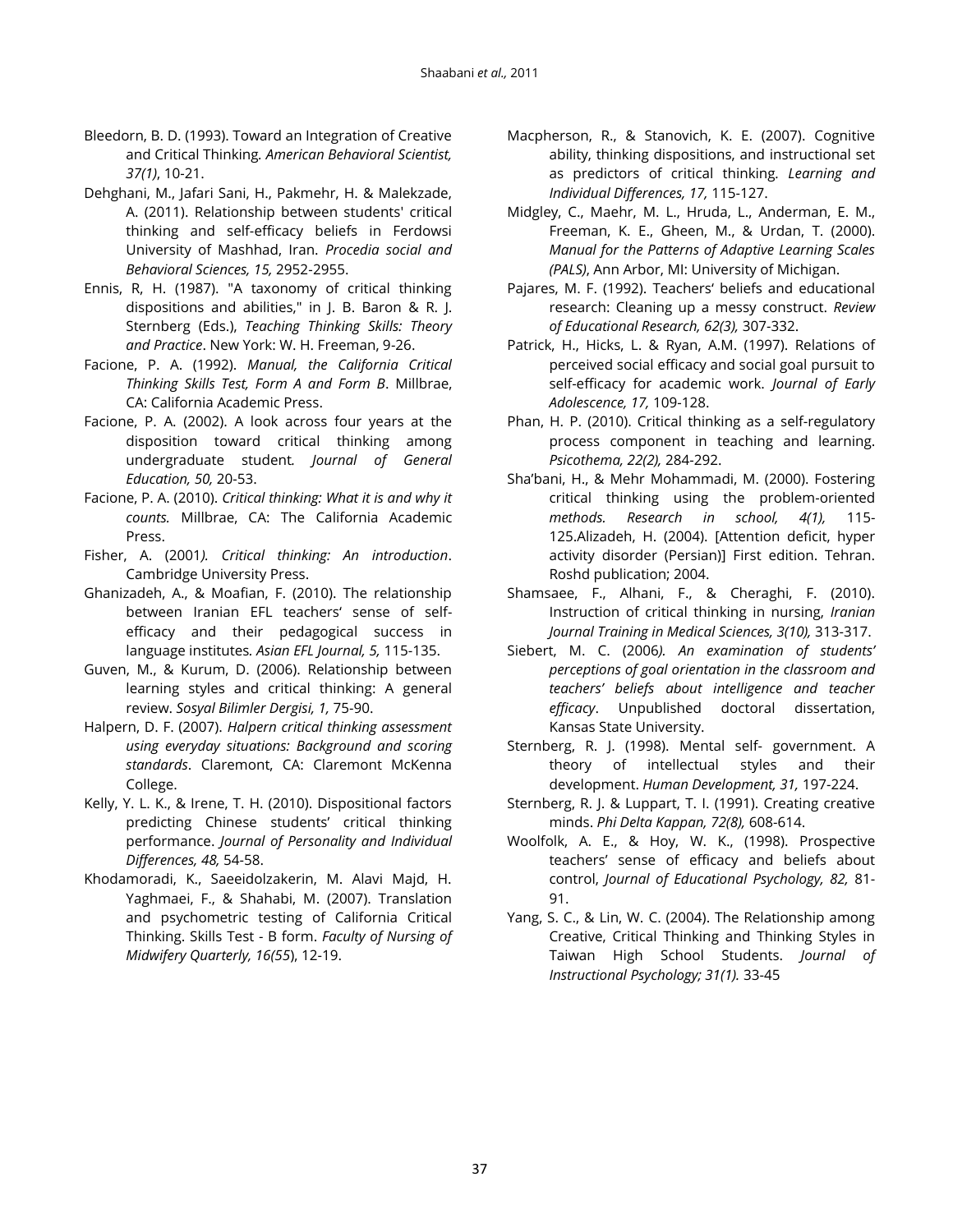Bleedorn, B. D. (1993). Toward an Integration of Creative and Critical Thinking. *American Behavioral Scientist, 37(1)*, 10-21.

Dehghani, M., Jafari Sani, H., Pakmehr, H. & Malekzade, A. (2011). Relationship between students' critical thinking and self-efficacy beliefs in Ferdowsi University of Mashhad, Iran. *Procedia social and Behavioral Sciences, 15,* 2952-2955.

Ennis, R, H. (1987). "A taxonomy of critical thinking dispositions and abilities," in J. B. Baron & R. J. Sternberg (Eds.), *Teaching Thinking Skills: Theory and Practice*. New York: W. H. Freeman, 9-26.

Facione, P. A. (1992). *Manual, the California Critical Thinking Skills Test, Form A and Form B*. Millbrae, CA: California Academic Press.

Facione, P. A. (2002). A look across four years at the disposition toward critical thinking among undergraduate student*. Journal of General Education, 50,* 20-53.

Facione, P. A. (2010). *Critical thinking: What it is and why it counts.* Millbrae, CA: The California Academic Press.

Fisher, A. (2001*). Critical thinking: An introduction*. Cambridge University Press.

Ghanizadeh, A., & Moafian, F. (2010). The relationship between Iranian EFL teachers' sense of self-efficacy and their pedagogical success in language institutes*. Asian EFL Journal, 5,* 115-135.

Guven, M., & Kurum, D. (2006). Relationship between learning styles and critical thinking: A general review. *Sosyal Bilimler Dergisi, 1,* 75-90.

Halpern, D. F. (2007). *Halpern critical thinking assessment using everyday situations: Background and scoring standards*. Claremont, CA: Claremont McKenna College.

Kelly, Y. L. K., & Irene, T. H. (2010). Dispositional factors predicting Chinese students' critical thinking performance. *Journal of Personality and Individual Differences, 48,* 54-58.

Khodamoradi, K., Saeeidolzakerin, M. Alavi Majd, H. Yaghmaei, F., & Shahabi, M. (2007). Translation and psychometric testing of California Critical Thinking. Skills Test - B form. *Faculty of Nursing of Midwifery Quarterly, 16(55*), 12-19.

Macpherson, R., & Stanovich, K. E. (2007). Cognitive ability, thinking dispositions, and instructional set as predictors of critical thinking. *Learning and Individual Differences, 17,* 115-127.

Midgley, C., Maehr, M. L., Hruda, L., Anderman, E. M., Freeman, K. E., Gheen, M., & Urdan, T. (2000). *Manual for the Patterns of Adaptive Learning Scales (PALS)*, Ann Arbor, MI: University of Michigan.

Pajares, M. F. (1992). Teachers' beliefs and educational research: Cleaning up a messy construct. *Review of Educational Research, 62(3),* 307-332.

Patrick, H., Hicks, L. & Ryan, A.M. (1997). Relations of perceived social efficacy and social goal pursuit to self-efficacy for academic work. *Journal of Early Adolescence, 17,* 109-128.

Phan, H. P. (2010). Critical thinking as a self-regulatory process component in teaching and learning. *Psicothema, 22(2),* 284-292.

Sha'bani, H., & Mehr Mohammadi, M. (2000). Fostering critical thinking using the problem-oriented *methods. Research in school, 4(1),* 115-125.Alizadeh, H. (2004). [Attention deficit, hyper activity disorder (Persian)] First edition. Tehran. Roshd publication; 2004.

Shamsaee, F., Alhani, F., & Cheraghi, F. (2010). Instruction of critical thinking in nursing, *Iranian Journal Training in Medical Sciences, 3(10),* 313-317.

Siebert, M. C. (2006*). An examination of students' perceptions of goal orientation in the classroom and teachers' beliefs about intelligence and teacher efficacy*. Unpublished doctoral dissertation, Kansas State University.

Sternberg, R. J. (1998). Mental self- government. A theory of intellectual styles and their development. *Human Development, 31,* 197-224.

Sternberg, R. J. & Luppart, T. I. (1991). Creating creative minds. *Phi Delta Kappan, 72(8),* 608-614.

Woolfolk, A. E., & Hoy, W. K., (1998). Prospective teachers' sense of efficacy and beliefs about control, *Journal of Educational Psychology, 82,* 81-91.

Yang, S. C., & Lin, W. C. (2004). The Relationship among Creative, Critical Thinking and Thinking Styles in Taiwan High School Students. *Journal of Instructional Psychology; 31(1).* 33-45